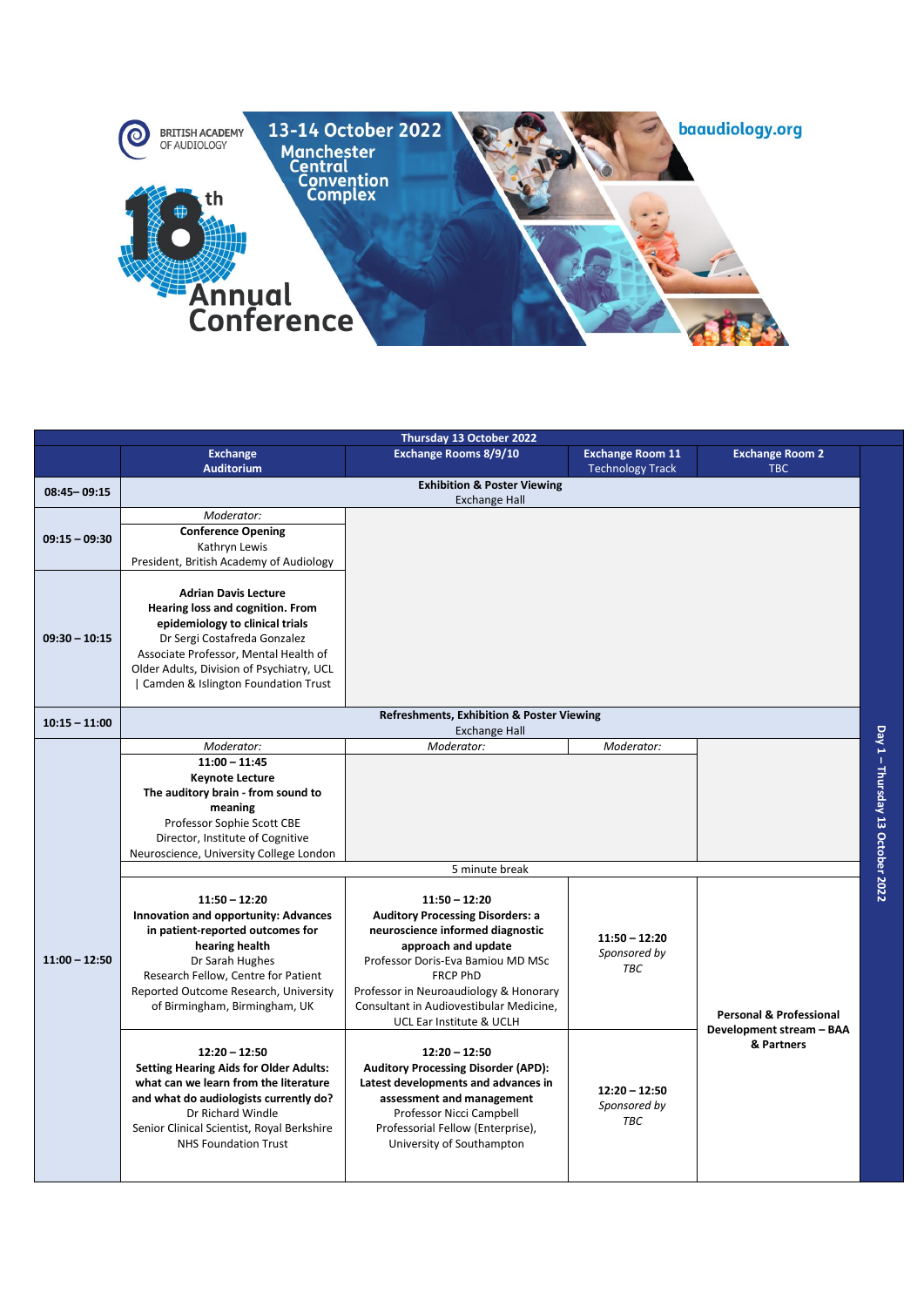BRITISH ACADEMY OF AUDIOLOGY

# 18th Annual Conference

## 13-14 October 2022
Manchester Central Convention Complex

baaudiology.org

| Thursday 13 October 2022 | | | | |
|---|---|---|---|---|
| | **Exchange Auditorium** | **Exchange Rooms 8/9/10** | **Exchange Room 11** Technology Track | **Exchange Room 2** TBC |
| **08:45– 09:15** | **Exhibition & Poster Viewing** Exchange Hall | | | |
| **09:15 – 09:30** | *Moderator:* **Conference Opening** Kathryn Lewis President, British Academy of Audiology | | | |
| **09:30 – 10:15** | **Adrian Davis Lecture** **Hearing loss and cognition. From epidemiology to clinical trials** Dr Sergi Costafreda Gonzalez Associate Professor, Mental Health of Older Adults, Division of Psychiatry, UCL \| Camden & Islington Foundation Trust | | | |
| **10:15 – 11:00** | **Refreshments, Exhibition & Poster Viewing** Exchange Hall | | | |
| **11:00 – 12:50** | *Moderator:* 11:00 – 11:45 **Keynote Lecture** **The auditory brain - from sound to meaning** Professor Sophie Scott CBE Director, Institute of Cognitive Neuroscience, University College London | *Moderator:* | *Moderator:* | |
| | 5 minute break | | | |
| | 11:50 – 12:20 **Innovation and opportunity: Advances in patient-reported outcomes for hearing health** Dr Sarah Hughes Research Fellow, Centre for Patient Reported Outcome Research, University of Birmingham, Birmingham, UK | 11:50 – 12:20 **Auditory Processing Disorders: a neuroscience informed diagnostic approach and update** Professor Doris-Eva Bamiou MD MSc FRCP PhD Professor in Neuroaudiology & Honorary Consultant in Audiovestibular Medicine, UCL Ear Institute & UCLH | 11:50 – 12:20 *Sponsored by TBC* | **Personal & Professional Development stream – BAA & Partners** |
| | 12:20 – 12:50 **Setting Hearing Aids for Older Adults: what can we learn from the literature and what do audiologists currently do?** Dr Richard Windle Senior Clinical Scientist, Royal Berkshire NHS Foundation Trust | 12:20 – 12:50 **Auditory Processing Disorder (APD): Latest developments and advances in assessment and management** Professor Nicci Campbell Professorial Fellow (Enterprise), University of Southampton | 12:20 – 12:50 *Sponsored by TBC* | |

Day 1 – Thursday 13 October 2022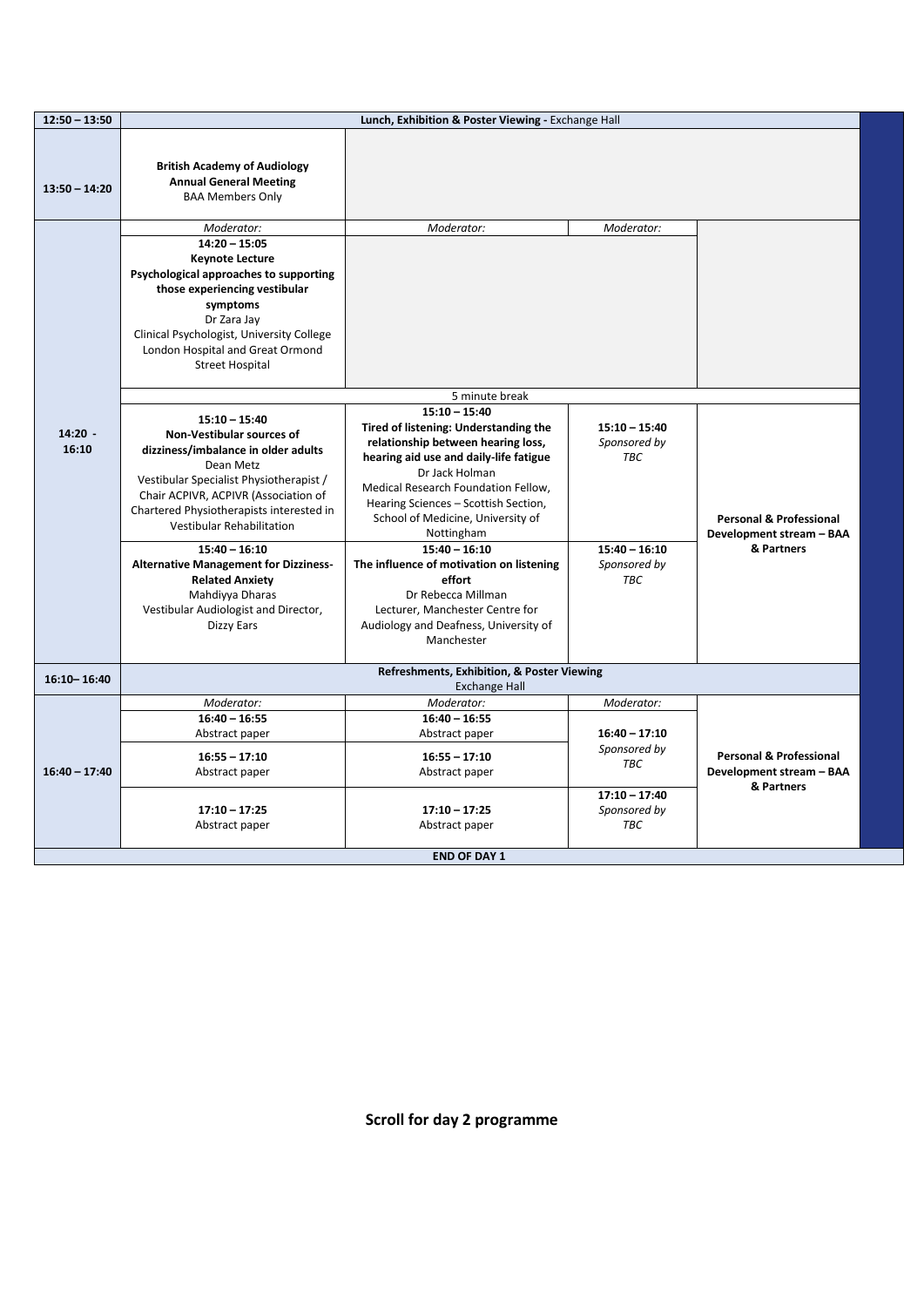| Time | | | | |
|---|---|---|---|---|
| 12:50 – 13:50 | **Lunch, Exhibition & Poster Viewing** - Exchange Hall | | | |
| 13:50 – 14:20 | **British Academy of Audiology Annual General Meeting**<br>BAA Members Only | | | |
| 14:20 - 16:10 | *Moderator:* | *Moderator:* | *Moderator:* | |
| | **14:20 – 15:05**<br>**Keynote Lecture**<br>**Psychological approaches to supporting those experiencing vestibular symptoms**<br>Dr Zara Jay<br>Clinical Psychologist, University College London Hospital and Great Ormond Street Hospital | | | |
| | 5 minute break | | | |
| | **15:10 – 15:40**<br>**Non-Vestibular sources of dizziness/imbalance in older adults**<br>Dean Metz<br>Vestibular Specialist Physiotherapist / Chair ACPIVR, ACPIVR (Association of Chartered Physiotherapists interested in Vestibular Rehabilitation | **15:10 – 15:40**<br>**Tired of listening: Understanding the relationship between hearing loss, hearing aid use and daily-life fatigue**<br>Dr Jack Holman<br>Medical Research Foundation Fellow, Hearing Sciences – Scottish Section, School of Medicine, University of Nottingham | **15:10 – 15:40**<br>*Sponsored by TBC* | **Personal & Professional Development stream – BAA & Partners** |
| | **15:40 – 16:10**<br>**Alternative Management for Dizziness-Related Anxiety**<br>Mahdiyya Dharas<br>Vestibular Audiologist and Director, Dizzy Ears | **15:40 – 16:10**<br>**The influence of motivation on listening effort**<br>Dr Rebecca Millman<br>Lecturer, Manchester Centre for Audiology and Deafness, University of Manchester | **15:40 – 16:10**<br>*Sponsored by TBC* | |
| 16:10– 16:40 | **Refreshments, Exhibition, & Poster Viewing**<br>Exchange Hall | | | |
| 16:40 – 17:40 | *Moderator:* | *Moderator:* | *Moderator:* | **Personal & Professional Development stream – BAA & Partners** |
| | **16:40 – 16:55**<br>Abstract paper | **16:40 – 16:55**<br>Abstract paper | **16:40 – 17:10**<br>*Sponsored by TBC* | |
| | **16:55 – 17:10**<br>Abstract paper | **16:55 – 17:10**<br>Abstract paper | | |
| | **17:10 – 17:25**<br>Abstract paper | **17:10 – 17:25**<br>Abstract paper | **17:10 – 17:40**<br>*Sponsored by TBC* | |
| **END OF DAY 1** | | | | |

**Scroll for day 2 programme**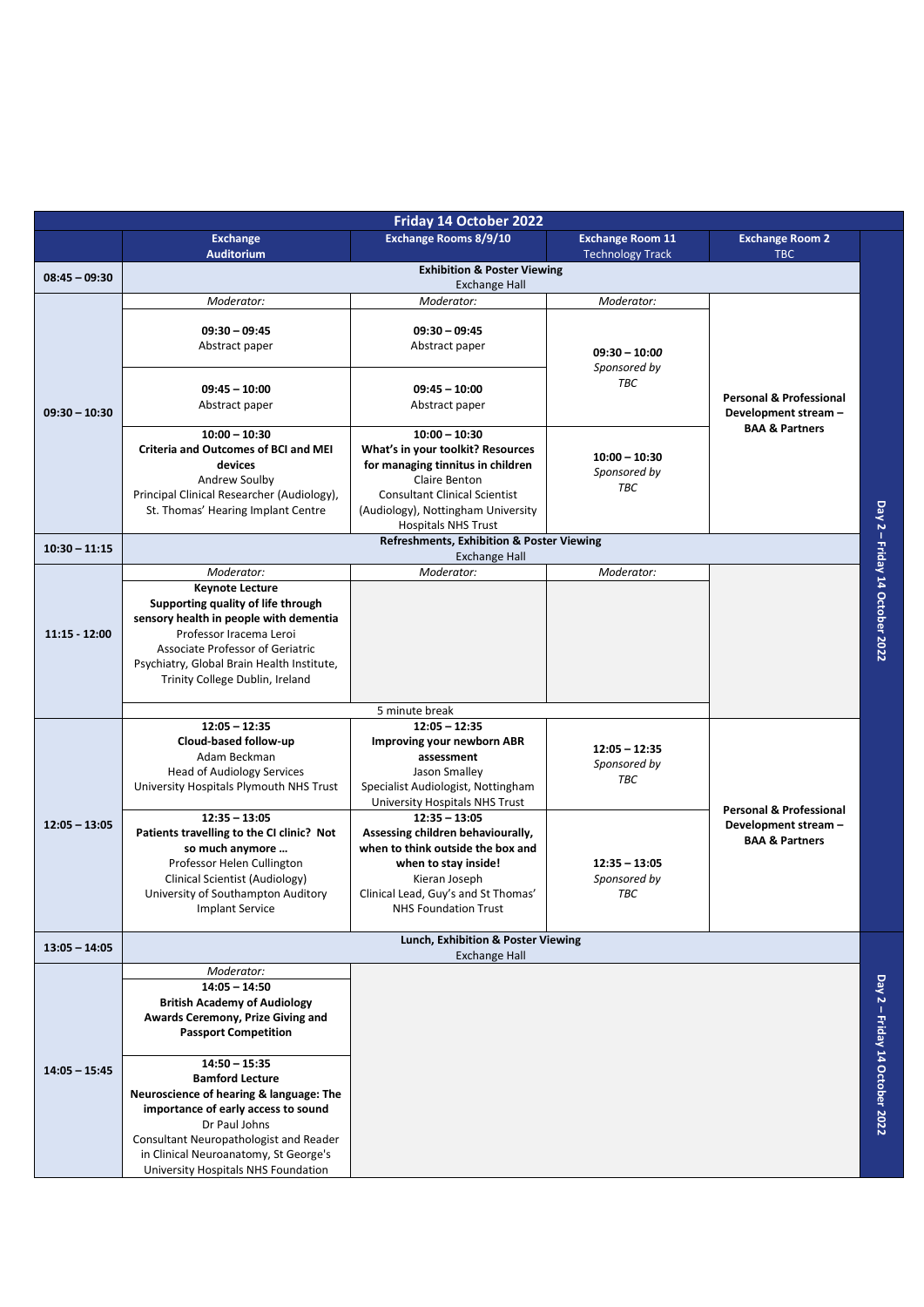| Friday 14 October 2022 | | | | |
|---|---|---|---|---|
| | **Exchange Auditorium** | **Exchange Rooms 8/9/10** | **Exchange Room 11** Technology Track | **Exchange Room 2** TBC |
| **08:45 – 09:30** | **Exhibition & Poster Viewing** Exchange Hall | | | |
| **09:30 – 10:30** | *Moderator:* | *Moderator:* | *Moderator:* | **Personal & Professional Development stream – BAA & Partners** |
| | **09:30 – 09:45** Abstract paper | **09:30 – 09:45** Abstract paper | **09:30 – 10:00** *Sponsored by TBC* | |
| | **09:45 – 10:00** Abstract paper | **09:45 – 10:00** Abstract paper | | |
| | **10:00 – 10:30** **Criteria and Outcomes of BCI and MEI devices** Andrew Soulby Principal Clinical Researcher (Audiology), St. Thomas' Hearing Implant Centre | **10:00 – 10:30** **What's in your toolkit? Resources for managing tinnitus in children** Claire Benton Consultant Clinical Scientist (Audiology), Nottingham University Hospitals NHS Trust | **10:00 – 10:30** *Sponsored by TBC* | |
| **10:30 – 11:15** | **Refreshments, Exhibition & Poster Viewing** Exchange Hall | | | |
| **11:15 - 12:00** | *Moderator:* | *Moderator:* | *Moderator:* | |
| | **Keynote Lecture** **Supporting quality of life through sensory health in people with dementia** Professor Iracema Leroi Associate Professor of Geriatric Psychiatry, Global Brain Health Institute, Trinity College Dublin, Ireland | | | |
| | 5 minute break | | | |
| **12:05 – 13:05** | **12:05 – 12:35** **Cloud-based follow-up** Adam Beckman Head of Audiology Services University Hospitals Plymouth NHS Trust | **12:05 – 12:35** **Improving your newborn ABR assessment** Jason Smalley Specialist Audiologist, Nottingham University Hospitals NHS Trust | **12:05 – 12:35** *Sponsored by TBC* | **Personal & Professional Development stream – BAA & Partners** |
| | **12:35 – 13:05** **Patients travelling to the CI clinic? Not so much anymore …** Professor Helen Cullington Clinical Scientist (Audiology) University of Southampton Auditory Implant Service | **12:35 – 13:05** **Assessing children behaviourally, when to think outside the box and when to stay inside!** Kieran Joseph Clinical Lead, Guy's and St Thomas' NHS Foundation Trust | **12:35 – 13:05** *Sponsored by TBC* | |
| **13:05 – 14:05** | **Lunch, Exhibition & Poster Viewing** Exchange Hall | | | |
| **14:05 – 15:45** | *Moderator:* **14:05 – 14:50** **British Academy of Audiology Awards Ceremony, Prize Giving and Passport Competition** | | | |
| | **14:50 – 15:35** **Bamford Lecture** **Neuroscience of hearing & language: The importance of early access to sound** Dr Paul Johns Consultant Neuropathologist and Reader in Clinical Neuroanatomy, St George's University Hospitals NHS Foundation | | | |

**Day 2 – Friday 14 October 2022**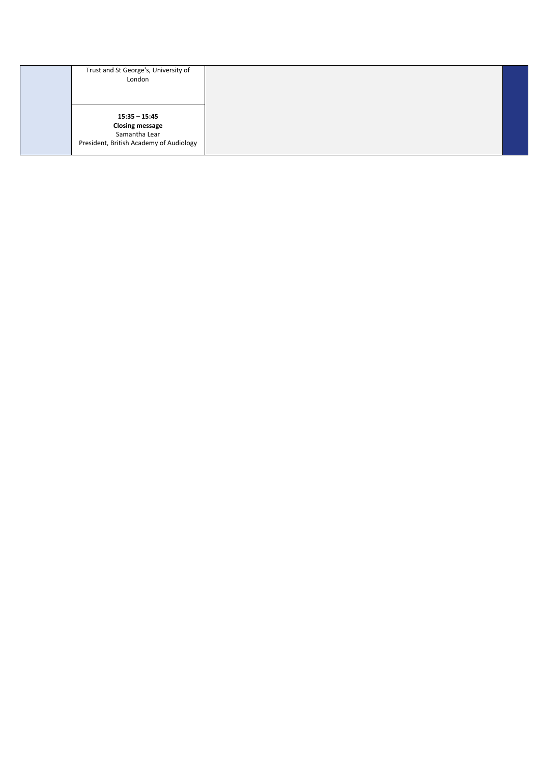| | | | |
|---|---|---|---|
| | Trust and St George's, University of London | | |
| | **15:35 – 15:45**<br>**Closing message**<br>Samantha Lear<br>President, British Academy of Audiology | | |